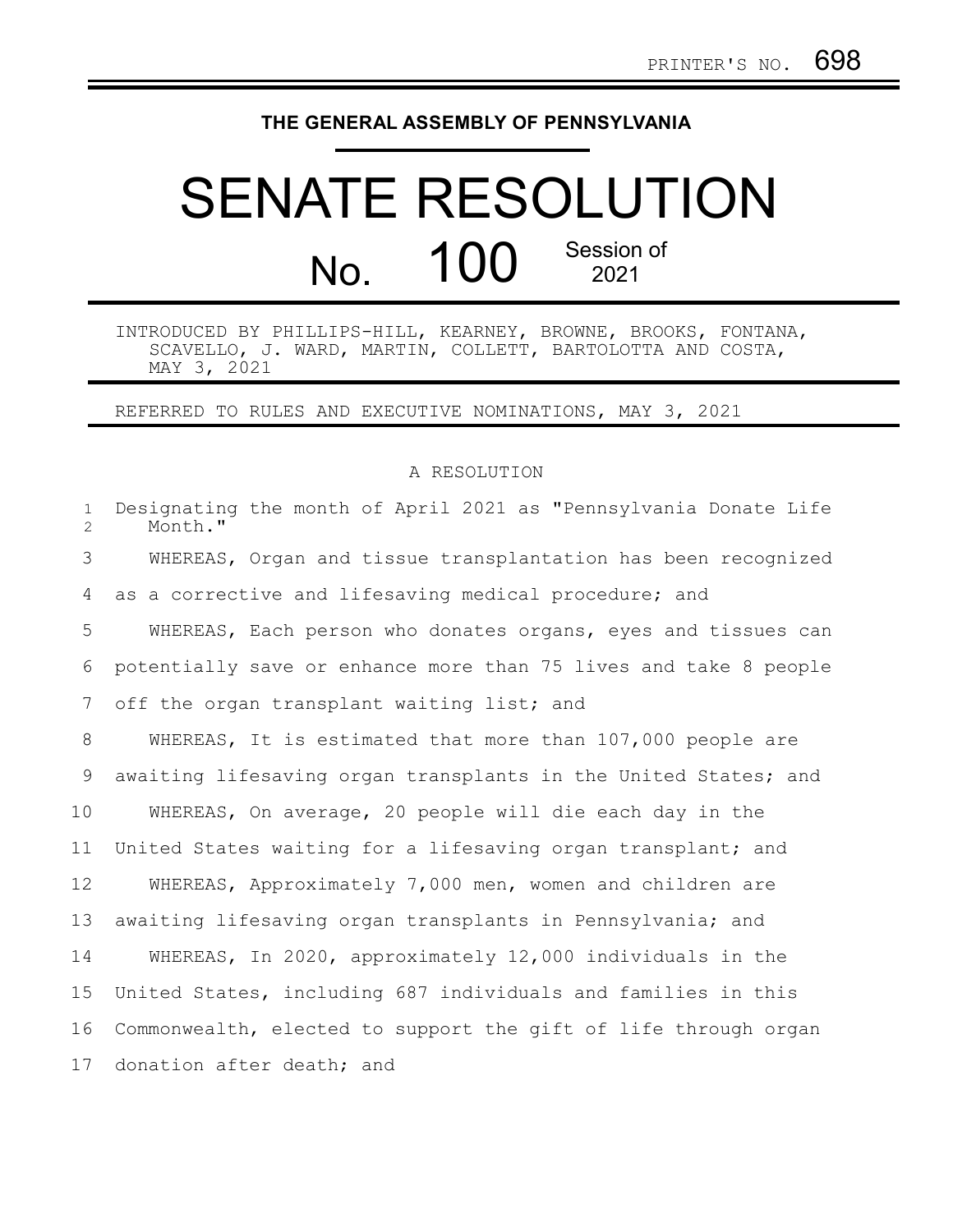PRINTER'S NO. 698

THE GENERAL ASSEMBLY OF PENNSYLVANIA

# SENATE RESOLUTION

## No. 100 Session of 2021

INTRODUCED BY PHILLIPS-HILL, KEARNEY, BROWNE, BROOKS, FONTANA, SCAVELLO, J. WARD, MARTIN, COLLETT, BARTOLOTTA AND COSTA, MAY 3, 2021

REFERRED TO RULES AND EXECUTIVE NOMINATIONS, MAY 3, 2021

A RESOLUTION

Designating the month of April 2021 as "Pennsylvania Donate Life Month."

WHEREAS, Organ and tissue transplantation has been recognized as a corrective and lifesaving medical procedure; and

WHEREAS, Each person who donates organs, eyes and tissues can potentially save or enhance more than 75 lives and take 8 people off the organ transplant waiting list; and

WHEREAS, It is estimated that more than 107,000 people are awaiting lifesaving organ transplants in the United States; and

WHEREAS, On average, 20 people will die each day in the United States waiting for a lifesaving organ transplant; and

WHEREAS, Approximately 7,000 men, women and children are awaiting lifesaving organ transplants in Pennsylvania; and

WHEREAS, In 2020, approximately 12,000 individuals in the United States, including 687 individuals and families in this Commonwealth, elected to support the gift of life through organ donation after death; and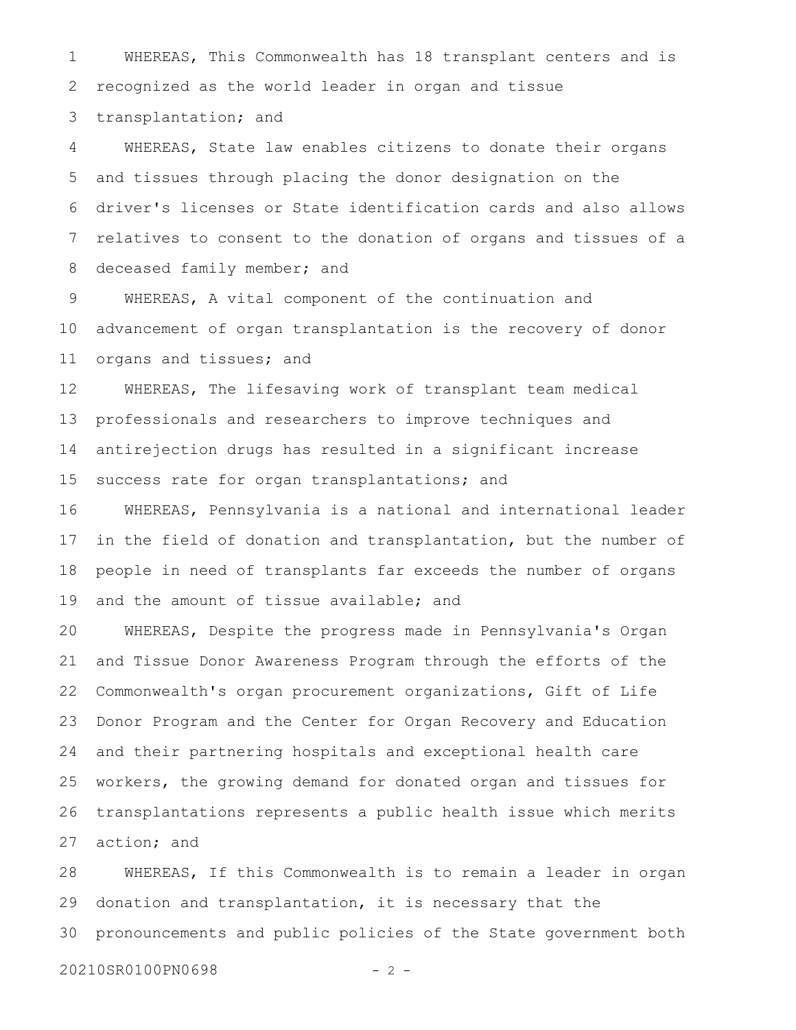WHEREAS, This Commonwealth has 18 transplant centers and is recognized as the world leader in organ and tissue transplantation; and

WHEREAS, State law enables citizens to donate their organs and tissues through placing the donor designation on the driver's licenses or State identification cards and also allows relatives to consent to the donation of organs and tissues of a deceased family member; and

WHEREAS, A vital component of the continuation and advancement of organ transplantation is the recovery of donor organs and tissues; and

WHEREAS, The lifesaving work of transplant team medical professionals and researchers to improve techniques and antirejection drugs has resulted in a significant increase success rate for organ transplantations; and

WHEREAS, Pennsylvania is a national and international leader in the field of donation and transplantation, but the number of people in need of transplants far exceeds the number of organs and the amount of tissue available; and

WHEREAS, Despite the progress made in Pennsylvania's Organ and Tissue Donor Awareness Program through the efforts of the Commonwealth's organ procurement organizations, Gift of Life Donor Program and the Center for Organ Recovery and Education and their partnering hospitals and exceptional health care workers, the growing demand for donated organ and tissues for transplantations represents a public health issue which merits action; and

WHEREAS, If this Commonwealth is to remain a leader in organ donation and transplantation, it is necessary that the pronouncements and public policies of the State government both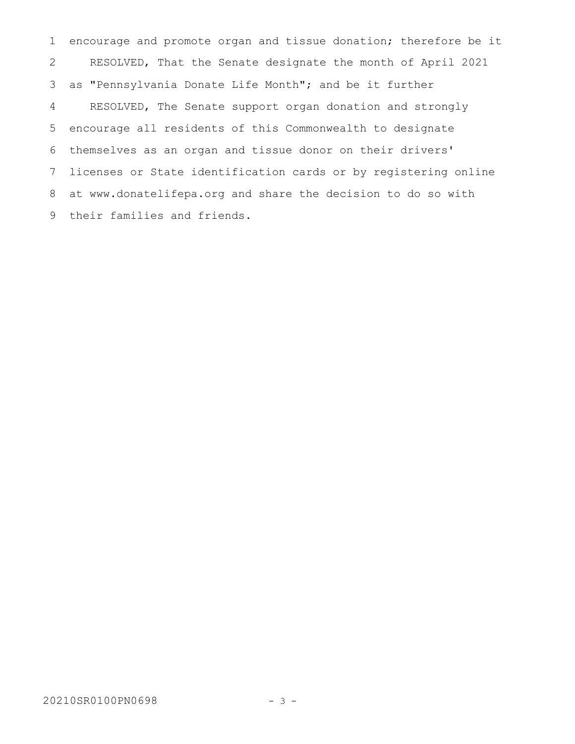encourage and promote organ and tissue donation; therefore be it

RESOLVED, That the Senate designate the month of April 2021 as "Pennsylvania Donate Life Month"; and be it further

RESOLVED, The Senate support organ donation and strongly encourage all residents of this Commonwealth to designate themselves as an organ and tissue donor on their drivers' licenses or State identification cards or by registering online at www.donatelifepa.org and share the decision to do so with their families and friends.